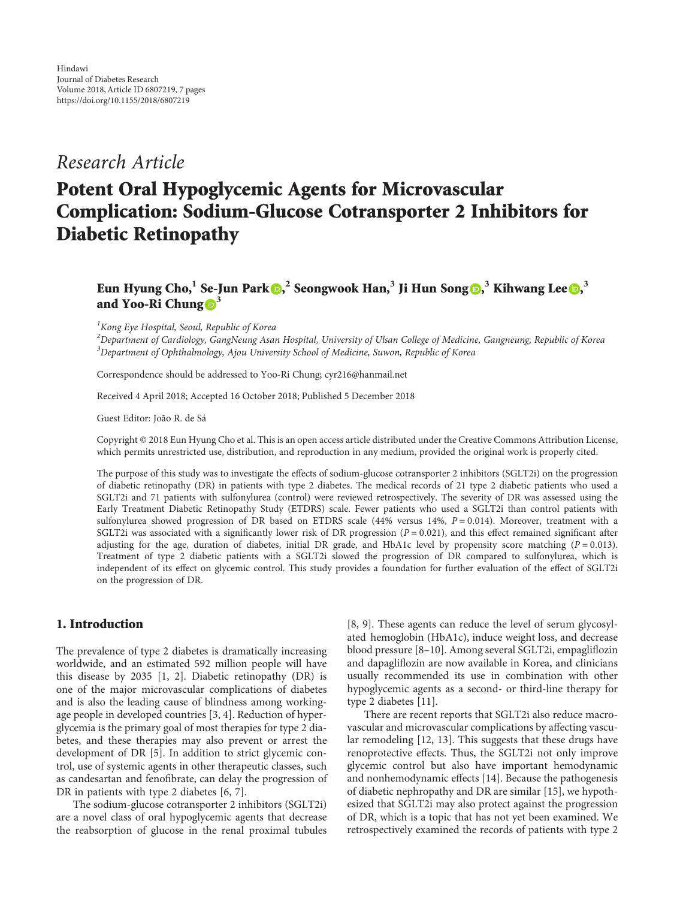Hindawi
Journal of Diabetes Research
Volume 2018, Article ID 6807219, 7 pages
https://doi.org/10.1155/2018/6807219

*Research Article*

# Potent Oral Hypoglycemic Agents for Microvascular Complication: Sodium-Glucose Cotransporter 2 Inhibitors for Diabetic Retinopathy

**Eun Hyung Cho,[1] Se-Jun Park,[2] Seongwook Han,[3] Ji Hun Song,[3] Kihwang Lee,[3] and Yoo-Ri Chung[3]**

[1]*Kong Eye Hospital, Seoul, Republic of Korea*
[2]*Department of Cardiology, GangNeung Asan Hospital, University of Ulsan College of Medicine, Gangneung, Republic of Korea*
[3]*Department of Ophthalmology, Ajou University School of Medicine, Suwon, Republic of Korea*

Correspondence should be addressed to Yoo-Ri Chung; cyr216@hanmail.net

Received 4 April 2018; Accepted 16 October 2018; Published 5 December 2018

Guest Editor: João R. de Sá

Copyright © 2018 Eun Hyung Cho et al. This is an open access article distributed under the Creative Commons Attribution License, which permits unrestricted use, distribution, and reproduction in any medium, provided the original work is properly cited.

The purpose of this study was to investigate the effects of sodium-glucose cotransporter 2 inhibitors (SGLT2i) on the progression of diabetic retinopathy (DR) in patients with type 2 diabetes. The medical records of 21 type 2 diabetic patients who used a SGLT2i and 71 patients with sulfonylurea (control) were reviewed retrospectively. The severity of DR was assessed using the Early Treatment Diabetic Retinopathy Study (ETDRS) scale. Fewer patients who used a SGLT2i than control patients with sulfonylurea showed progression of DR based on ETDRS scale (44% versus 14%, $P = 0.014$). Moreover, treatment with a SGLT2i was associated with a significantly lower risk of DR progression ($P = 0.021$), and this effect remained significant after adjusting for the age, duration of diabetes, initial DR grade, and HbA1c level by propensity score matching ($P = 0.013$). Treatment of type 2 diabetic patients with a SGLT2i slowed the progression of DR compared to sulfonylurea, which is independent of its effect on glycemic control. This study provides a foundation for further evaluation of the effect of SGLT2i on the progression of DR.

## 1. Introduction

The prevalence of type 2 diabetes is dramatically increasing worldwide, and an estimated 592 million people will have this disease by 2035 [1, 2]. Diabetic retinopathy (DR) is one of the major microvascular complications of diabetes and is also the leading cause of blindness among working-age people in developed countries [3, 4]. Reduction of hyperglycemia is the primary goal of most therapies for type 2 diabetes, and these therapies may also prevent or arrest the development of DR [5]. In addition to strict glycemic control, use of systemic agents in other therapeutic classes, such as candesartan and fenofibrate, can delay the progression of DR in patients with type 2 diabetes [6, 7].

The sodium-glucose cotransporter 2 inhibitors (SGLT2i) are a novel class of oral hypoglycemic agents that decrease the reabsorption of glucose in the renal proximal tubules [8, 9]. These agents can reduce the level of serum glycosylated hemoglobin (HbA1c), induce weight loss, and decrease blood pressure [8–10]. Among several SGLT2i, empagliflozin and dapagliflozin are now available in Korea, and clinicians usually recommended its use in combination with other hypoglycemic agents as a second- or third-line therapy for type 2 diabetes [11].

There are recent reports that SGLT2i also reduce macrovascular and microvascular complications by affecting vascular remodeling [12, 13]. This suggests that these drugs have renoprotective effects. Thus, the SGLT2i not only improve glycemic control but also have important hemodynamic and nonhemodynamic effects [14]. Because the pathogenesis of diabetic nephropathy and DR are similar [15], we hypothesized that SGLT2i may also protect against the progression of DR, which is a topic that has not yet been examined. We retrospectively examined the records of patients with type 2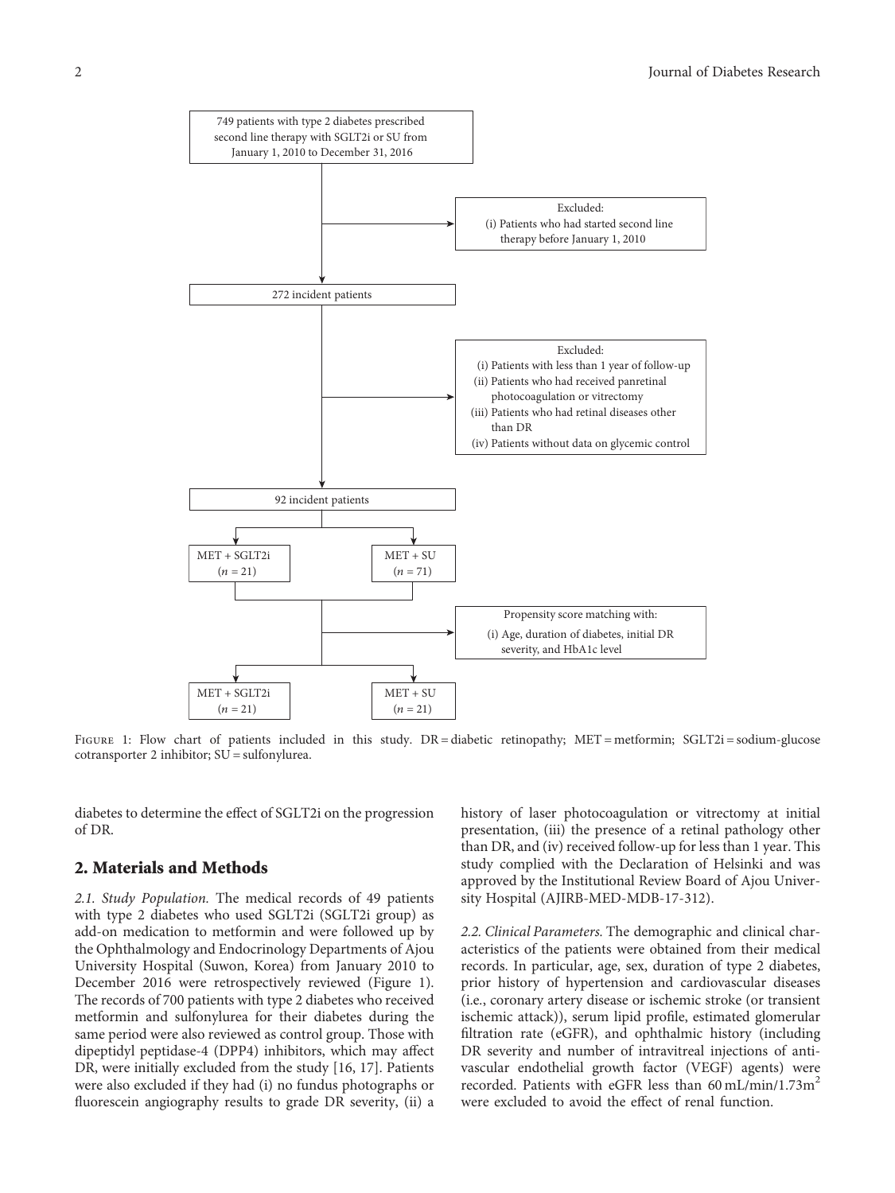749 patients with type 2 diabetes prescribed second line therapy with SGLT2i or SU from January 1, 2010 to December 31, 2016

Excluded:
(i) Patients who had started second line therapy before January 1, 2010

272 incident patients

Excluded:
(i) Patients with less than 1 year of follow-up
(ii) Patients who had received panretinal photocoagulation or vitrectomy
(iii) Patients who had retinal diseases other than DR
(iv) Patients without data on glycemic control

92 incident patients

MET + SGLT2i ($n = 21$) | MET + SU ($n = 71$)

Propensity score matching with:
(i) Age, duration of diabetes, initial DR severity, and HbA1c level

MET + SGLT2i ($n = 21$) | MET + SU ($n = 21$)

Figure 1: Flow chart of patients included in this study. DR = diabetic retinopathy; MET = metformin; SGLT2i = sodium-glucose cotransporter 2 inhibitor; SU = sulfonylurea.

diabetes to determine the effect of SGLT2i on the progression of DR.

## 2. Materials and Methods

*2.1. Study Population.* The medical records of 49 patients with type 2 diabetes who used SGLT2i (SGLT2i group) as add-on medication to metformin and were followed up by the Ophthalmology and Endocrinology Departments of Ajou University Hospital (Suwon, Korea) from January 2010 to December 2016 were retrospectively reviewed (Figure 1). The records of 700 patients with type 2 diabetes who received metformin and sulfonylurea for their diabetes during the same period were also reviewed as control group. Those with dipeptidyl peptidase-4 (DPP4) inhibitors, which may affect DR, were initially excluded from the study [16, 17]. Patients were also excluded if they had (i) no fundus photographs or fluorescein angiography results to grade DR severity, (ii) a history of laser photocoagulation or vitrectomy at initial presentation, (iii) the presence of a retinal pathology other than DR, and (iv) received follow-up for less than 1 year. This study complied with the Declaration of Helsinki and was approved by the Institutional Review Board of Ajou University Hospital (AJIRB-MED-MDB-17-312).

*2.2. Clinical Parameters.* The demographic and clinical characteristics of the patients were obtained from their medical records. In particular, age, sex, duration of type 2 diabetes, prior history of hypertension and cardiovascular diseases (i.e., coronary artery disease or ischemic stroke (or transient ischemic attack)), serum lipid profile, estimated glomerular filtration rate (eGFR), and ophthalmic history (including DR severity and number of intravitreal injections of anti-vascular endothelial growth factor (VEGF) agents) were recorded. Patients with eGFR less than 60 mL/min/1.73m$^2$ were excluded to avoid the effect of renal function.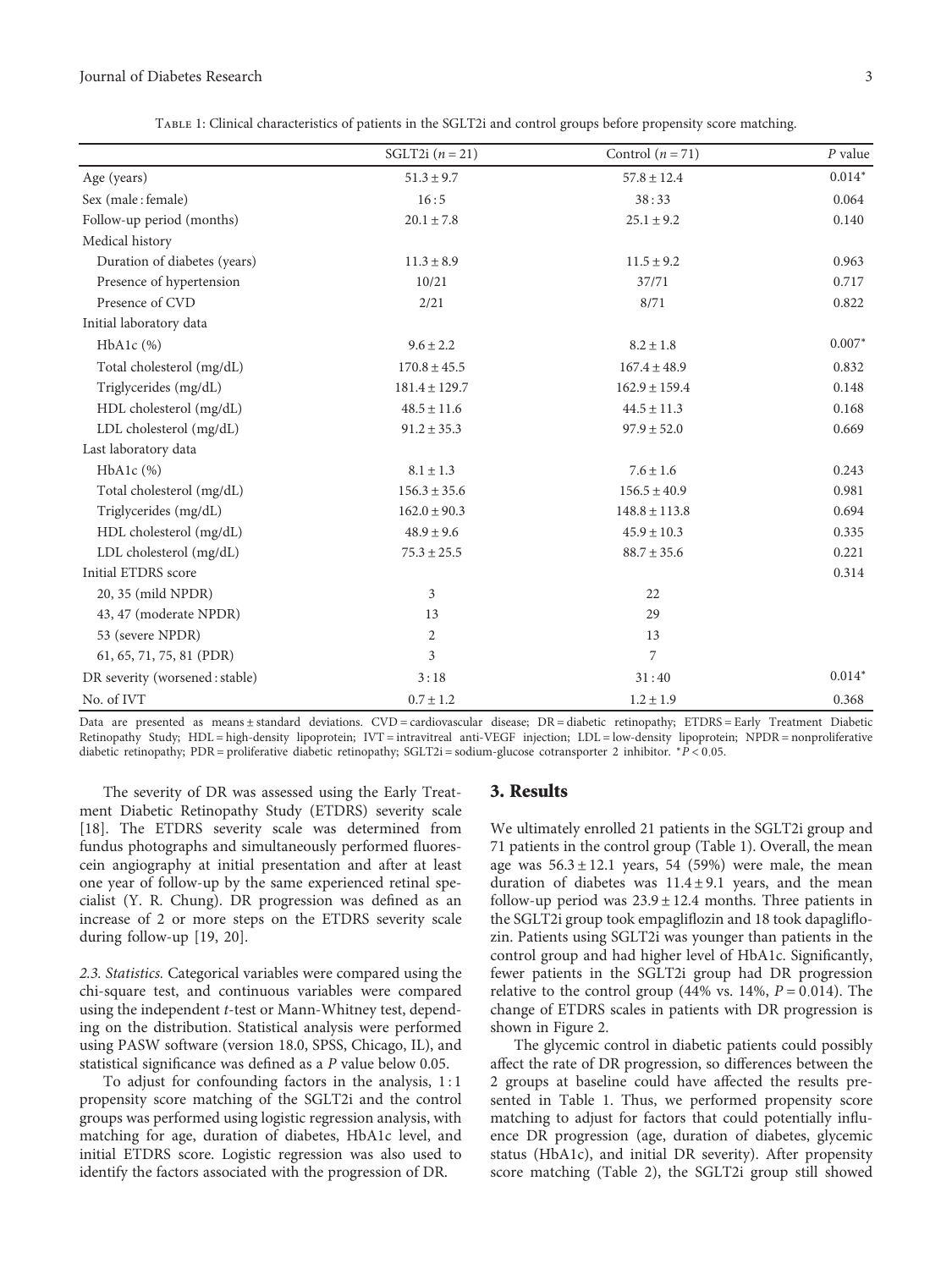Table 1: Clinical characteristics of patients in the SGLT2i and control groups before propensity score matching.

| | SGLT2i ($n = 21$) | Control ($n = 71$) | $P$ value |
|---|---|---|---|
| Age (years) | $51.3 \pm 9.7$ | $57.8 \pm 12.4$ | 0.014* |
| Sex (male : female) | 16 : 5 | 38 : 33 | 0.064 |
| Follow-up period (months) | $20.1 \pm 7.8$ | $25.1 \pm 9.2$ | 0.140 |
| Medical history | | | |
| Duration of diabetes (years) | $11.3 \pm 8.9$ | $11.5 \pm 9.2$ | 0.963 |
| Presence of hypertension | 10/21 | 37/71 | 0.717 |
| Presence of CVD | 2/21 | 8/71 | 0.822 |
| Initial laboratory data | | | |
| HbA1c (%) | $9.6 \pm 2.2$ | $8.2 \pm 1.8$ | 0.007* |
| Total cholesterol (mg/dL) | $170.8 \pm 45.5$ | $167.4 \pm 48.9$ | 0.832 |
| Triglycerides (mg/dL) | $181.4 \pm 129.7$ | $162.9 \pm 159.4$ | 0.148 |
| HDL cholesterol (mg/dL) | $48.5 \pm 11.6$ | $44.5 \pm 11.3$ | 0.168 |
| LDL cholesterol (mg/dL) | $91.2 \pm 35.3$ | $97.9 \pm 52.0$ | 0.669 |
| Last laboratory data | | | |
| HbA1c (%) | $8.1 \pm 1.3$ | $7.6 \pm 1.6$ | 0.243 |
| Total cholesterol (mg/dL) | $156.3 \pm 35.6$ | $156.5 \pm 40.9$ | 0.981 |
| Triglycerides (mg/dL) | $162.0 \pm 90.3$ | $148.8 \pm 113.8$ | 0.694 |
| HDL cholesterol (mg/dL) | $48.9 \pm 9.6$ | $45.9 \pm 10.3$ | 0.335 |
| LDL cholesterol (mg/dL) | $75.3 \pm 25.5$ | $88.7 \pm 35.6$ | 0.221 |
| Initial ETDRS score | | | 0.314 |
| 20, 35 (mild NPDR) | 3 | 22 | |
| 43, 47 (moderate NPDR) | 13 | 29 | |
| 53 (severe NPDR) | 2 | 13 | |
| 61, 65, 71, 75, 81 (PDR) | 3 | 7 | |
| DR severity (worsened : stable) | 3 : 18 | 31 : 40 | 0.014* |
| No. of IVT | $0.7 \pm 1.2$ | $1.2 \pm 1.9$ | 0.368 |

Data are presented as means ± standard deviations. CVD = cardiovascular disease; DR = diabetic retinopathy; ETDRS = Early Treatment Diabetic Retinopathy Study; HDL = high-density lipoprotein; IVT = intravitreal anti-VEGF injection; LDL = low-density lipoprotein; NPDR = nonproliferative diabetic retinopathy; PDR = proliferative diabetic retinopathy; SGLT2i = sodium-glucose cotransporter 2 inhibitor. * $P < 0.05$.

The severity of DR was assessed using the Early Treatment Diabetic Retinopathy Study (ETDRS) severity scale [18]. The ETDRS severity scale was determined from fundus photographs and simultaneously performed fluorescein angiography at initial presentation and after at least one year of follow-up by the same experienced retinal specialist (Y. R. Chung). DR progression was defined as an increase of 2 or more steps on the ETDRS severity scale during follow-up [19, 20].

*2.3. Statistics.* Categorical variables were compared using the chi-square test, and continuous variables were compared using the independent $t$-test or Mann-Whitney test, depending on the distribution. Statistical analysis were performed using PASW software (version 18.0, SPSS, Chicago, IL), and statistical significance was defined as a $P$ value below 0.05.

To adjust for confounding factors in the analysis, 1 : 1 propensity score matching of the SGLT2i and the control groups was performed using logistic regression analysis, with matching for age, duration of diabetes, HbA1c level, and initial ETDRS score. Logistic regression was also used to identify the factors associated with the progression of DR.

## 3. Results

We ultimately enrolled 21 patients in the SGLT2i group and 71 patients in the control group (Table 1). Overall, the mean age was $56.3 \pm 12.1$ years, 54 (59%) were male, the mean duration of diabetes was $11.4 \pm 9.1$ years, and the mean follow-up period was $23.9 \pm 12.4$ months. Three patients in the SGLT2i group took empagliflozin and 18 took dapagliflozin. Patients using SGLT2i was younger than patients in the control group and had higher level of HbA1c. Significantly, fewer patients in the SGLT2i group had DR progression relative to the control group (44% vs. 14%, $P = 0.014$). The change of ETDRS scales in patients with DR progression is shown in Figure 2.

The glycemic control in diabetic patients could possibly affect the rate of DR progression, so differences between the 2 groups at baseline could have affected the results presented in Table 1. Thus, we performed propensity score matching to adjust for factors that could potentially influence DR progression (age, duration of diabetes, glycemic status (HbA1c), and initial DR severity). After propensity score matching (Table 2), the SGLT2i group still showed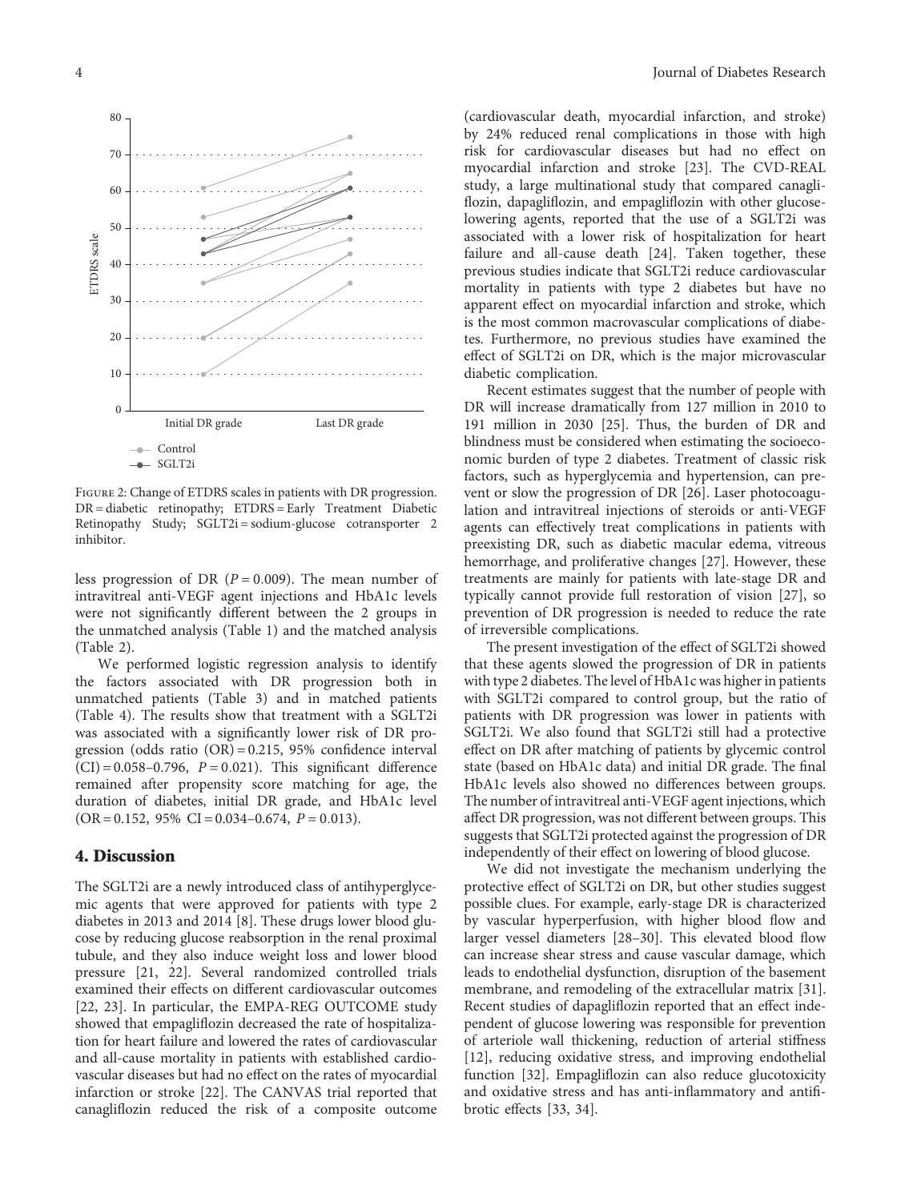Figure 2: Change of ETDRS scales in patients with DR progression. DR = diabetic retinopathy; ETDRS = Early Treatment Diabetic Retinopathy Study; SGLT2i = sodium-glucose cotransporter 2 inhibitor.

less progression of DR ($P = 0.009$). The mean number of intravitreal anti-VEGF agent injections and HbA1c levels were not significantly different between the 2 groups in the unmatched analysis (Table 1) and the matched analysis (Table 2).

We performed logistic regression analysis to identify the factors associated with DR progression both in unmatched patients (Table 3) and in matched patients (Table 4). The results show that treatment with a SGLT2i was associated with a significantly lower risk of DR progression (odds ratio (OR) = 0.215, 95% confidence interval (CI) = 0.058–0.796, $P = 0.021$). This significant difference remained after propensity score matching for age, the duration of diabetes, initial DR grade, and HbA1c level (OR = 0.152, 95% CI = 0.034–0.674, $P = 0.013$).

## 4. Discussion

The SGLT2i are a newly introduced class of antihyperglycemic agents that were approved for patients with type 2 diabetes in 2013 and 2014 [8]. These drugs lower blood glucose by reducing glucose reabsorption in the renal proximal tubule, and they also induce weight loss and lower blood pressure [21, 22]. Several randomized controlled trials examined their effects on different cardiovascular outcomes [22, 23]. In particular, the EMPA-REG OUTCOME study showed that empagliflozin decreased the rate of hospitalization for heart failure and lowered the rates of cardiovascular and all-cause mortality in patients with established cardiovascular diseases but had no effect on the rates of myocardial infarction or stroke [22]. The CANVAS trial reported that canagliflozin reduced the risk of a composite outcome (cardiovascular death, myocardial infarction, and stroke) by 24% reduced renal complications in those with high risk for cardiovascular diseases but had no effect on myocardial infarction and stroke [23]. The CVD-REAL study, a large multinational study that compared canagliflozin, dapagliflozin, and empagliflozin with other glucose-lowering agents, reported that the use of a SGLT2i was associated with a lower risk of hospitalization for heart failure and all-cause death [24]. Taken together, these previous studies indicate that SGLT2i reduce cardiovascular mortality in patients with type 2 diabetes but have no apparent effect on myocardial infarction and stroke, which is the most common macrovascular complications of diabetes. Furthermore, no previous studies have examined the effect of SGLT2i on DR, which is the major microvascular diabetic complication.

Recent estimates suggest that the number of people with DR will increase dramatically from 127 million in 2010 to 191 million in 2030 [25]. Thus, the burden of DR and blindness must be considered when estimating the socioeconomic burden of type 2 diabetes. Treatment of classic risk factors, such as hyperglycemia and hypertension, can prevent or slow the progression of DR [26]. Laser photocoagulation and intravitreal injections of steroids or anti-VEGF agents can effectively treat complications in patients with preexisting DR, such as diabetic macular edema, vitreous hemorrhage, and proliferative changes [27]. However, these treatments are mainly for patients with late-stage DR and typically cannot provide full restoration of vision [27], so prevention of DR progression is needed to reduce the rate of irreversible complications.

The present investigation of the effect of SGLT2i showed that these agents slowed the progression of DR in patients with type 2 diabetes. The level of HbA1c was higher in patients with SGLT2i compared to control group, but the ratio of patients with DR progression was lower in patients with SGLT2i. We also found that SGLT2i still had a protective effect on DR after matching of patients by glycemic control state (based on HbA1c data) and initial DR grade. The final HbA1c levels also showed no differences between groups. The number of intravitreal anti-VEGF agent injections, which affect DR progression, was not different between groups. This suggests that SGLT2i protected against the progression of DR independently of their effect on lowering of blood glucose.

We did not investigate the mechanism underlying the protective effect of SGLT2i on DR, but other studies suggest possible clues. For example, early-stage DR is characterized by vascular hyperperfusion, with higher blood flow and larger vessel diameters [28–30]. This elevated blood flow can increase shear stress and cause vascular damage, which leads to endothelial dysfunction, disruption of the basement membrane, and remodeling of the extracellular matrix [31]. Recent studies of dapagliflozin reported that an effect independent of glucose lowering was responsible for prevention of arteriole wall thickening, reduction of arterial stiffness [12], reducing oxidative stress, and improving endothelial function [32]. Empagliflozin can also reduce glucotoxicity and oxidative stress and has anti-inflammatory and antifibrotic effects [33, 34].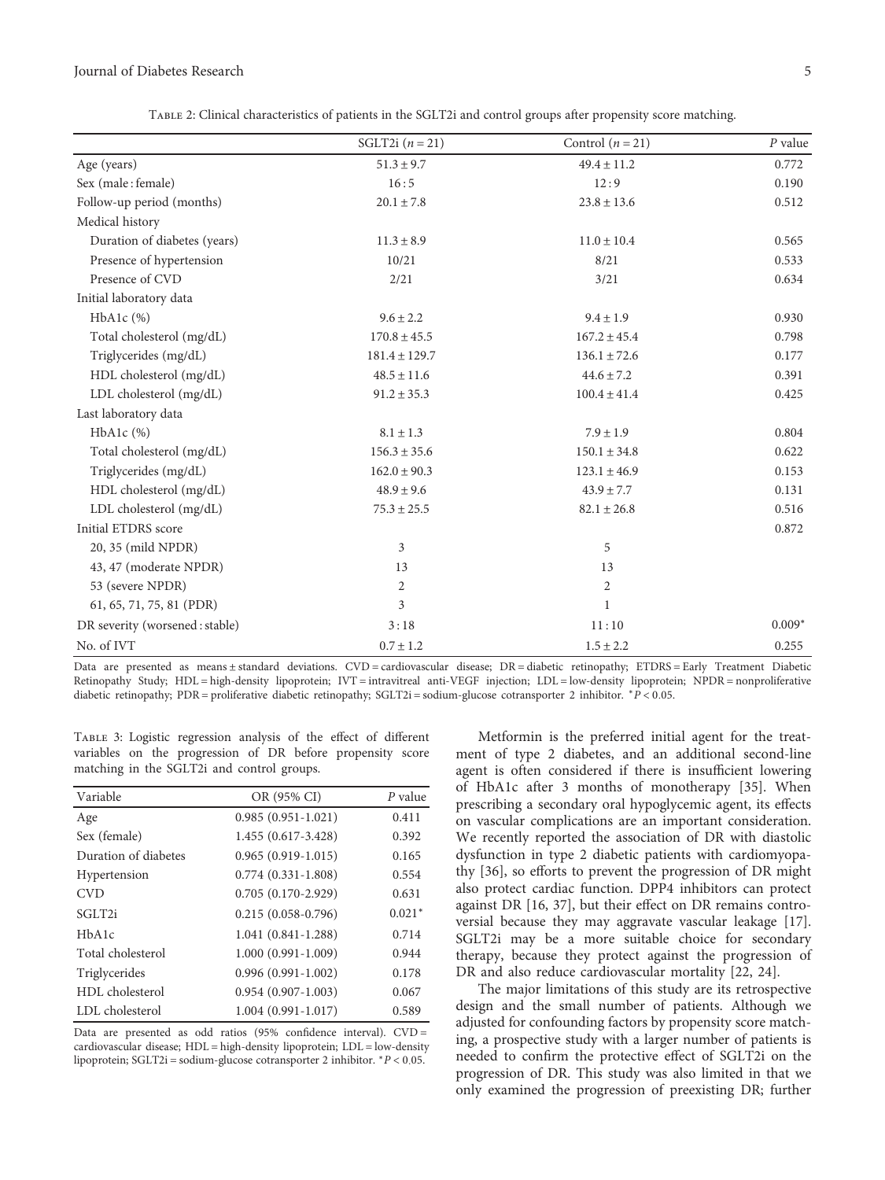Table 2: Clinical characteristics of patients in the SGLT2i and control groups after propensity score matching.

| | SGLT2i ($n = 21$) | Control ($n = 21$) | $P$ value |
|---|---|---|---|
| Age (years) | $51.3 \pm 9.7$ | $49.4 \pm 11.2$ | 0.772 |
| Sex (male : female) | 16 : 5 | 12 : 9 | 0.190 |
| Follow-up period (months) | $20.1 \pm 7.8$ | $23.8 \pm 13.6$ | 0.512 |
| Medical history | | | |
| Duration of diabetes (years) | $11.3 \pm 8.9$ | $11.0 \pm 10.4$ | 0.565 |
| Presence of hypertension | 10/21 | 8/21 | 0.533 |
| Presence of CVD | 2/21 | 3/21 | 0.634 |
| Initial laboratory data | | | |
| HbA1c (%) | $9.6 \pm 2.2$ | $9.4 \pm 1.9$ | 0.930 |
| Total cholesterol (mg/dL) | $170.8 \pm 45.5$ | $167.2 \pm 45.4$ | 0.798 |
| Triglycerides (mg/dL) | $181.4 \pm 129.7$ | $136.1 \pm 72.6$ | 0.177 |
| HDL cholesterol (mg/dL) | $48.5 \pm 11.6$ | $44.6 \pm 7.2$ | 0.391 |
| LDL cholesterol (mg/dL) | $91.2 \pm 35.3$ | $100.4 \pm 41.4$ | 0.425 |
| Last laboratory data | | | |
| HbA1c (%) | $8.1 \pm 1.3$ | $7.9 \pm 1.9$ | 0.804 |
| Total cholesterol (mg/dL) | $156.3 \pm 35.6$ | $150.1 \pm 34.8$ | 0.622 |
| Triglycerides (mg/dL) | $162.0 \pm 90.3$ | $123.1 \pm 46.9$ | 0.153 |
| HDL cholesterol (mg/dL) | $48.9 \pm 9.6$ | $43.9 \pm 7.7$ | 0.131 |
| LDL cholesterol (mg/dL) | $75.3 \pm 25.5$ | $82.1 \pm 26.8$ | 0.516 |
| Initial ETDRS score | | | 0.872 |
| 20, 35 (mild NPDR) | 3 | 5 | |
| 43, 47 (moderate NPDR) | 13 | 13 | |
| 53 (severe NPDR) | 2 | 2 | |
| 61, 65, 71, 75, 81 (PDR) | 3 | 1 | |
| DR severity (worsened : stable) | 3 : 18 | 11 : 10 | 0.009* |
| No. of IVT | $0.7 \pm 1.2$ | $1.5 \pm 2.2$ | 0.255 |

Data are presented as means ± standard deviations. CVD = cardiovascular disease; DR = diabetic retinopathy; ETDRS = Early Treatment Diabetic Retinopathy Study; HDL = high-density lipoprotein; IVT = intravitreal anti-VEGF injection; LDL = low-density lipoprotein; NPDR = nonproliferative diabetic retinopathy; PDR = proliferative diabetic retinopathy; SGLT2i = sodium-glucose cotransporter 2 inhibitor. $^*P < 0.05$.

Table 3: Logistic regression analysis of the effect of different variables on the progression of DR before propensity score matching in the SGLT2i and control groups.

| Variable | OR (95% CI) | $P$ value |
|---|---|---|
| Age | 0.985 (0.951-1.021) | 0.411 |
| Sex (female) | 1.455 (0.617-3.428) | 0.392 |
| Duration of diabetes | 0.965 (0.919-1.015) | 0.165 |
| Hypertension | 0.774 (0.331-1.808) | 0.554 |
| CVD | 0.705 (0.170-2.929) | 0.631 |
| SGLT2i | 0.215 (0.058-0.796) | 0.021* |
| HbA1c | 1.041 (0.841-1.288) | 0.714 |
| Total cholesterol | 1.000 (0.991-1.009) | 0.944 |
| Triglycerides | 0.996 (0.991-1.002) | 0.178 |
| HDL cholesterol | 0.954 (0.907-1.003) | 0.067 |
| LDL cholesterol | 1.004 (0.991-1.017) | 0.589 |

Data are presented as odd ratios (95% confidence interval). CVD = cardiovascular disease; HDL = high-density lipoprotein; LDL = low-density lipoprotein; SGLT2i = sodium-glucose cotransporter 2 inhibitor. $^*P < 0.05$.

Metformin is the preferred initial agent for the treatment of type 2 diabetes, and an additional second-line agent is often considered if there is insufficient lowering of HbA1c after 3 months of monotherapy [35]. When prescribing a secondary oral hypoglycemic agent, its effects on vascular complications are an important consideration. We recently reported the association of DR with diastolic dysfunction in type 2 diabetic patients with cardiomyopathy [36], so efforts to prevent the progression of DR might also protect cardiac function. DPP4 inhibitors can protect against DR [16, 37], but their effect on DR remains controversial because they may aggravate vascular leakage [17]. SGLT2i may be a more suitable choice for secondary therapy, because they protect against the progression of DR and also reduce cardiovascular mortality [22, 24].

The major limitations of this study are its retrospective design and the small number of patients. Although we adjusted for confounding factors by propensity score matching, a prospective study with a larger number of patients is needed to confirm the protective effect of SGLT2i on the progression of DR. This study was also limited in that we only examined the progression of preexisting DR; further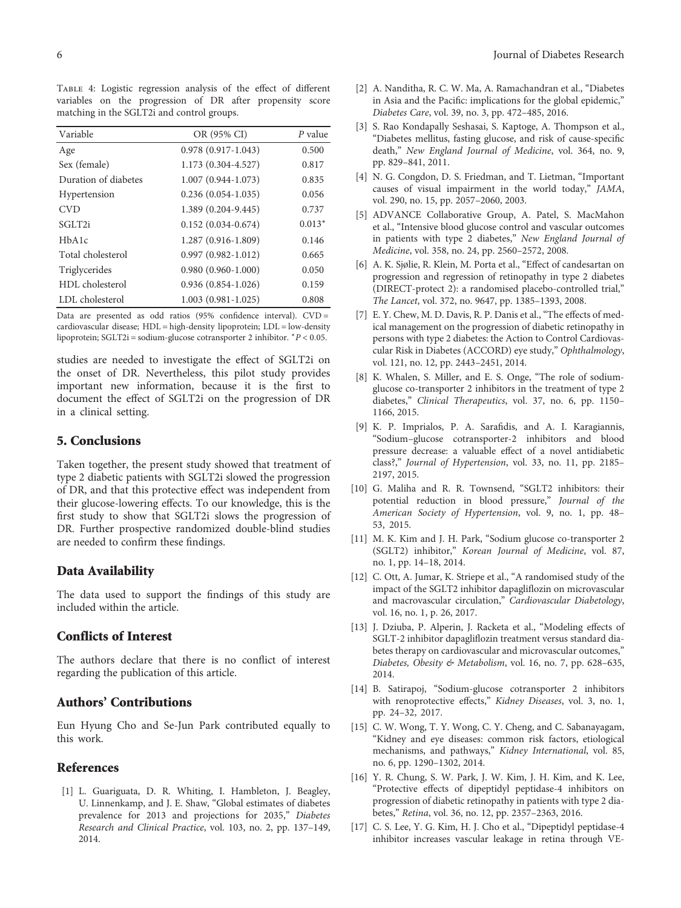Table 4: Logistic regression analysis of the effect of different variables on the progression of DR after propensity score matching in the SGLT2i and control groups.

| Variable | OR (95% CI) | $P$ value |
|---|---|---|
| Age | 0.978 (0.917-1.043) | 0.500 |
| Sex (female) | 1.173 (0.304-4.527) | 0.817 |
| Duration of diabetes | 1.007 (0.944-1.073) | 0.835 |
| Hypertension | 0.236 (0.054-1.035) | 0.056 |
| CVD | 1.389 (0.204-9.445) | 0.737 |
| SGLT2i | 0.152 (0.034-0.674) | 0.013* |
| HbA1c | 1.287 (0.916-1.809) | 0.146 |
| Total cholesterol | 0.997 (0.982-1.012) | 0.665 |
| Triglycerides | 0.980 (0.960-1.000) | 0.050 |
| HDL cholesterol | 0.936 (0.854-1.026) | 0.159 |
| LDL cholesterol | 1.003 (0.981-1.025) | 0.808 |

Data are presented as odd ratios (95% confidence interval). CVD = cardiovascular disease; HDL = high-density lipoprotein; LDL = low-density lipoprotein; SGLT2i = sodium-glucose cotransporter 2 inhibitor. * $P < 0.05$.

studies are needed to investigate the effect of SGLT2i on the onset of DR. Nevertheless, this pilot study provides important new information, because it is the first to document the effect of SGLT2i on the progression of DR in a clinical setting.

## 5. Conclusions

Taken together, the present study showed that treatment of type 2 diabetic patients with SGLT2i slowed the progression of DR, and that this protective effect was independent from their glucose-lowering effects. To our knowledge, this is the first study to show that SGLT2i slows the progression of DR. Further prospective randomized double-blind studies are needed to confirm these findings.

## Data Availability

The data used to support the findings of this study are included within the article.

## Conflicts of Interest

The authors declare that there is no conflict of interest regarding the publication of this article.

## Authors' Contributions

Eun Hyung Cho and Se-Jun Park contributed equally to this work.

## References

[1] L. Guariguata, D. R. Whiting, I. Hambleton, J. Beagley, U. Linnenkamp, and J. E. Shaw, "Global estimates of diabetes prevalence for 2013 and projections for 2035," *Diabetes Research and Clinical Practice*, vol. 103, no. 2, pp. 137–149, 2014.

[2] A. Nanditha, R. C. W. Ma, A. Ramachandran et al., "Diabetes in Asia and the Pacific: implications for the global epidemic," *Diabetes Care*, vol. 39, no. 3, pp. 472–485, 2016.

[3] S. Rao Kondapally Seshasai, S. Kaptoge, A. Thompson et al., "Diabetes mellitus, fasting glucose, and risk of cause-specific death," *New England Journal of Medicine*, vol. 364, no. 9, pp. 829–841, 2011.

[4] N. G. Congdon, D. S. Friedman, and T. Lietman, "Important causes of visual impairment in the world today," *JAMA*, vol. 290, no. 15, pp. 2057–2060, 2003.

[5] ADVANCE Collaborative Group, A. Patel, S. MacMahon et al., "Intensive blood glucose control and vascular outcomes in patients with type 2 diabetes," *New England Journal of Medicine*, vol. 358, no. 24, pp. 2560–2572, 2008.

[6] A. K. Sjølie, R. Klein, M. Porta et al., "Effect of candesartan on progression and regression of retinopathy in type 2 diabetes (DIRECT-protect 2): a randomised placebo-controlled trial," *The Lancet*, vol. 372, no. 9647, pp. 1385–1393, 2008.

[7] E. Y. Chew, M. D. Davis, R. P. Danis et al., "The effects of medical management on the progression of diabetic retinopathy in persons with type 2 diabetes: the Action to Control Cardiovascular Risk in Diabetes (ACCORD) eye study," *Ophthalmology*, vol. 121, no. 12, pp. 2443–2451, 2014.

[8] K. Whalen, S. Miller, and E. S. Onge, "The role of sodium-glucose co-transporter 2 inhibitors in the treatment of type 2 diabetes," *Clinical Therapeutics*, vol. 37, no. 6, pp. 1150–1166, 2015.

[9] K. P. Imprialos, P. A. Sarafidis, and A. I. Karagiannis, "Sodium–glucose cotransporter-2 inhibitors and blood pressure decrease: a valuable effect of a novel antidiabetic class?," *Journal of Hypertension*, vol. 33, no. 11, pp. 2185–2197, 2015.

[10] G. Maliha and R. R. Townsend, "SGLT2 inhibitors: their potential reduction in blood pressure," *Journal of the American Society of Hypertension*, vol. 9, no. 1, pp. 48–53, 2015.

[11] M. K. Kim and J. H. Park, "Sodium glucose co-transporter 2 (SGLT2) inhibitor," *Korean Journal of Medicine*, vol. 87, no. 1, pp. 14–18, 2014.

[12] C. Ott, A. Jumar, K. Striepe et al., "A randomised study of the impact of the SGLT2 inhibitor dapagliflozin on microvascular and macrovascular circulation," *Cardiovascular Diabetology*, vol. 16, no. 1, p. 26, 2017.

[13] J. Dziuba, P. Alperin, J. Racketa et al., "Modeling effects of SGLT-2 inhibitor dapagliflozin treatment versus standard diabetes therapy on cardiovascular and microvascular outcomes," *Diabetes, Obesity & Metabolism*, vol. 16, no. 7, pp. 628–635, 2014.

[14] B. Satirapoj, "Sodium-glucose cotransporter 2 inhibitors with renoprotective effects," *Kidney Diseases*, vol. 3, no. 1, pp. 24–32, 2017.

[15] C. W. Wong, T. Y. Wong, C. Y. Cheng, and C. Sabanayagam, "Kidney and eye diseases: common risk factors, etiological mechanisms, and pathways," *Kidney International*, vol. 85, no. 6, pp. 1290–1302, 2014.

[16] Y. R. Chung, S. W. Park, J. W. Kim, J. H. Kim, and K. Lee, "Protective effects of dipeptidyl peptidase-4 inhibitors on progression of diabetic retinopathy in patients with type 2 diabetes," *Retina*, vol. 36, no. 12, pp. 2357–2363, 2016.

[17] C. S. Lee, Y. G. Kim, H. J. Cho et al., "Dipeptidyl peptidase-4 inhibitor increases vascular leakage in retina through VE-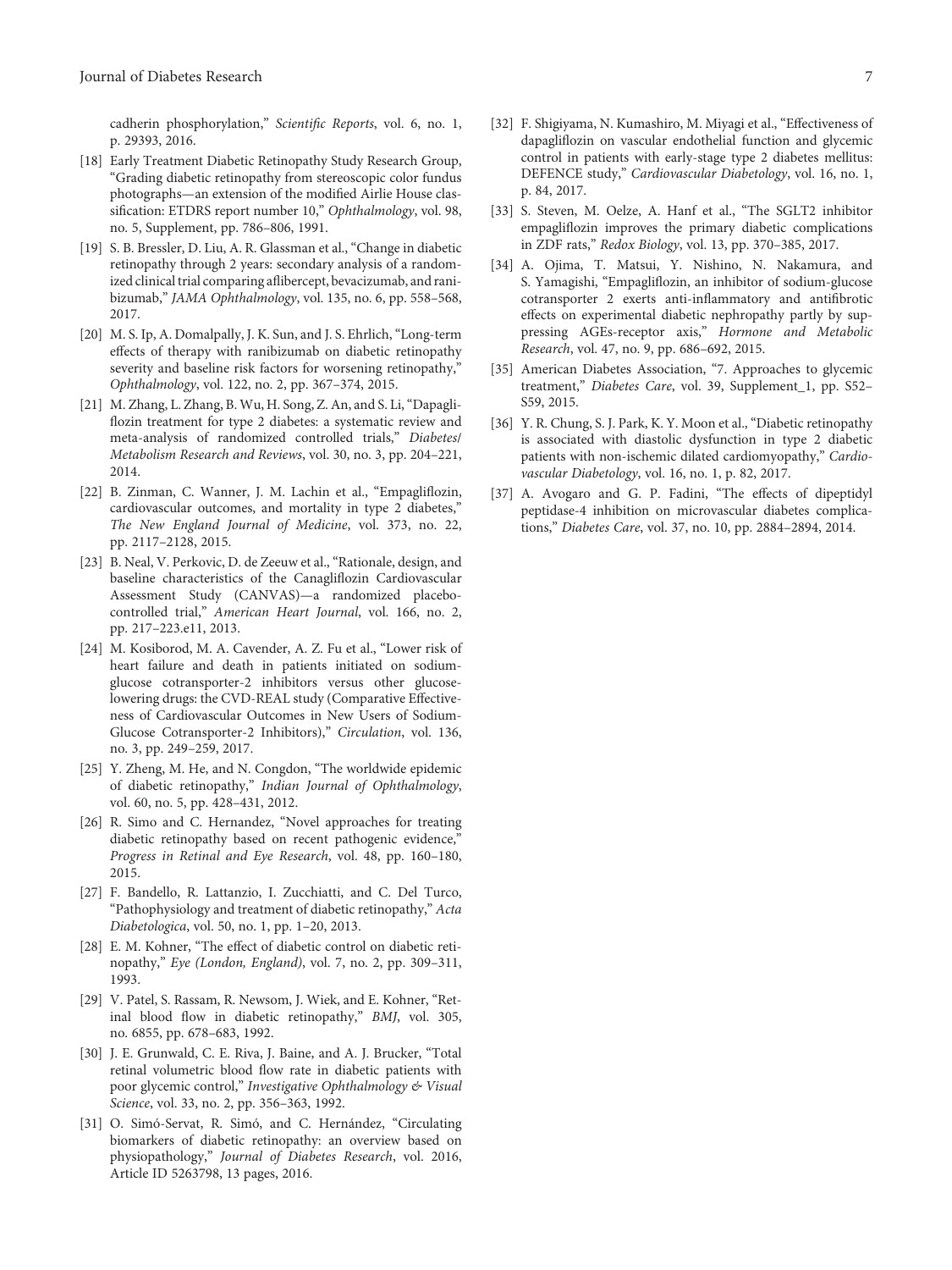cadherin phosphorylation," *Scientific Reports*, vol. 6, no. 1, p. 29393, 2016.

[18] Early Treatment Diabetic Retinopathy Study Research Group, "Grading diabetic retinopathy from stereoscopic color fundus photographs—an extension of the modified Airlie House classification: ETDRS report number 10," *Ophthalmology*, vol. 98, no. 5, Supplement, pp. 786–806, 1991.

[19] S. B. Bressler, D. Liu, A. R. Glassman et al., "Change in diabetic retinopathy through 2 years: secondary analysis of a randomized clinical trial comparing aflibercept, bevacizumab, and ranibizumab," *JAMA Ophthalmology*, vol. 135, no. 6, pp. 558–568, 2017.

[20] M. S. Ip, A. Domalpally, J. K. Sun, and J. S. Ehrlich, "Long-term effects of therapy with ranibizumab on diabetic retinopathy severity and baseline risk factors for worsening retinopathy," *Ophthalmology*, vol. 122, no. 2, pp. 367–374, 2015.

[21] M. Zhang, L. Zhang, B. Wu, H. Song, Z. An, and S. Li, "Dapagliflozin treatment for type 2 diabetes: a systematic review and meta-analysis of randomized controlled trials," *Diabetes/Metabolism Research and Reviews*, vol. 30, no. 3, pp. 204–221, 2014.

[22] B. Zinman, C. Wanner, J. M. Lachin et al., "Empagliflozin, cardiovascular outcomes, and mortality in type 2 diabetes," *The New England Journal of Medicine*, vol. 373, no. 22, pp. 2117–2128, 2015.

[23] B. Neal, V. Perkovic, D. de Zeeuw et al., "Rationale, design, and baseline characteristics of the Canagliflozin Cardiovascular Assessment Study (CANVAS)—a randomized placebo-controlled trial," *American Heart Journal*, vol. 166, no. 2, pp. 217–223.e11, 2013.

[24] M. Kosiborod, M. A. Cavender, A. Z. Fu et al., "Lower risk of heart failure and death in patients initiated on sodium-glucose cotransporter-2 inhibitors versus other glucose-lowering drugs: the CVD-REAL study (Comparative Effectiveness of Cardiovascular Outcomes in New Users of Sodium-Glucose Cotransporter-2 Inhibitors)," *Circulation*, vol. 136, no. 3, pp. 249–259, 2017.

[25] Y. Zheng, M. He, and N. Congdon, "The worldwide epidemic of diabetic retinopathy," *Indian Journal of Ophthalmology*, vol. 60, no. 5, pp. 428–431, 2012.

[26] R. Simo and C. Hernandez, "Novel approaches for treating diabetic retinopathy based on recent pathogenic evidence," *Progress in Retinal and Eye Research*, vol. 48, pp. 160–180, 2015.

[27] F. Bandello, R. Lattanzio, I. Zucchiatti, and C. Del Turco, "Pathophysiology and treatment of diabetic retinopathy," *Acta Diabetologica*, vol. 50, no. 1, pp. 1–20, 2013.

[28] E. M. Kohner, "The effect of diabetic control on diabetic retinopathy," *Eye (London, England)*, vol. 7, no. 2, pp. 309–311, 1993.

[29] V. Patel, S. Rassam, R. Newsom, J. Wiek, and E. Kohner, "Retinal blood flow in diabetic retinopathy," *BMJ*, vol. 305, no. 6855, pp. 678–683, 1992.

[30] J. E. Grunwald, C. E. Riva, J. Baine, and A. J. Brucker, "Total retinal volumetric blood flow rate in diabetic patients with poor glycemic control," *Investigative Ophthalmology & Visual Science*, vol. 33, no. 2, pp. 356–363, 1992.

[31] O. Simó-Servat, R. Simó, and C. Hernández, "Circulating biomarkers of diabetic retinopathy: an overview based on physiopathology," *Journal of Diabetes Research*, vol. 2016, Article ID 5263798, 13 pages, 2016.

[32] F. Shigiyama, N. Kumashiro, M. Miyagi et al., "Effectiveness of dapagliflozin on vascular endothelial function and glycemic control in patients with early-stage type 2 diabetes mellitus: DEFENCE study," *Cardiovascular Diabetology*, vol. 16, no. 1, p. 84, 2017.

[33] S. Steven, M. Oelze, A. Hanf et al., "The SGLT2 inhibitor empagliflozin improves the primary diabetic complications in ZDF rats," *Redox Biology*, vol. 13, pp. 370–385, 2017.

[34] A. Ojima, T. Matsui, Y. Nishino, N. Nakamura, and S. Yamagishi, "Empagliflozin, an inhibitor of sodium-glucose cotransporter 2 exerts anti-inflammatory and antifibrotic effects on experimental diabetic nephropathy partly by suppressing AGEs-receptor axis," *Hormone and Metabolic Research*, vol. 47, no. 9, pp. 686–692, 2015.

[35] American Diabetes Association, "7. Approaches to glycemic treatment," *Diabetes Care*, vol. 39, Supplement_1, pp. S52–S59, 2015.

[36] Y. R. Chung, S. J. Park, K. Y. Moon et al., "Diabetic retinopathy is associated with diastolic dysfunction in type 2 diabetic patients with non-ischemic dilated cardiomyopathy," *Cardiovascular Diabetology*, vol. 16, no. 1, p. 82, 2017.

[37] A. Avogaro and G. P. Fadini, "The effects of dipeptidyl peptidase-4 inhibition on microvascular diabetes complications," *Diabetes Care*, vol. 37, no. 10, pp. 2884–2894, 2014.